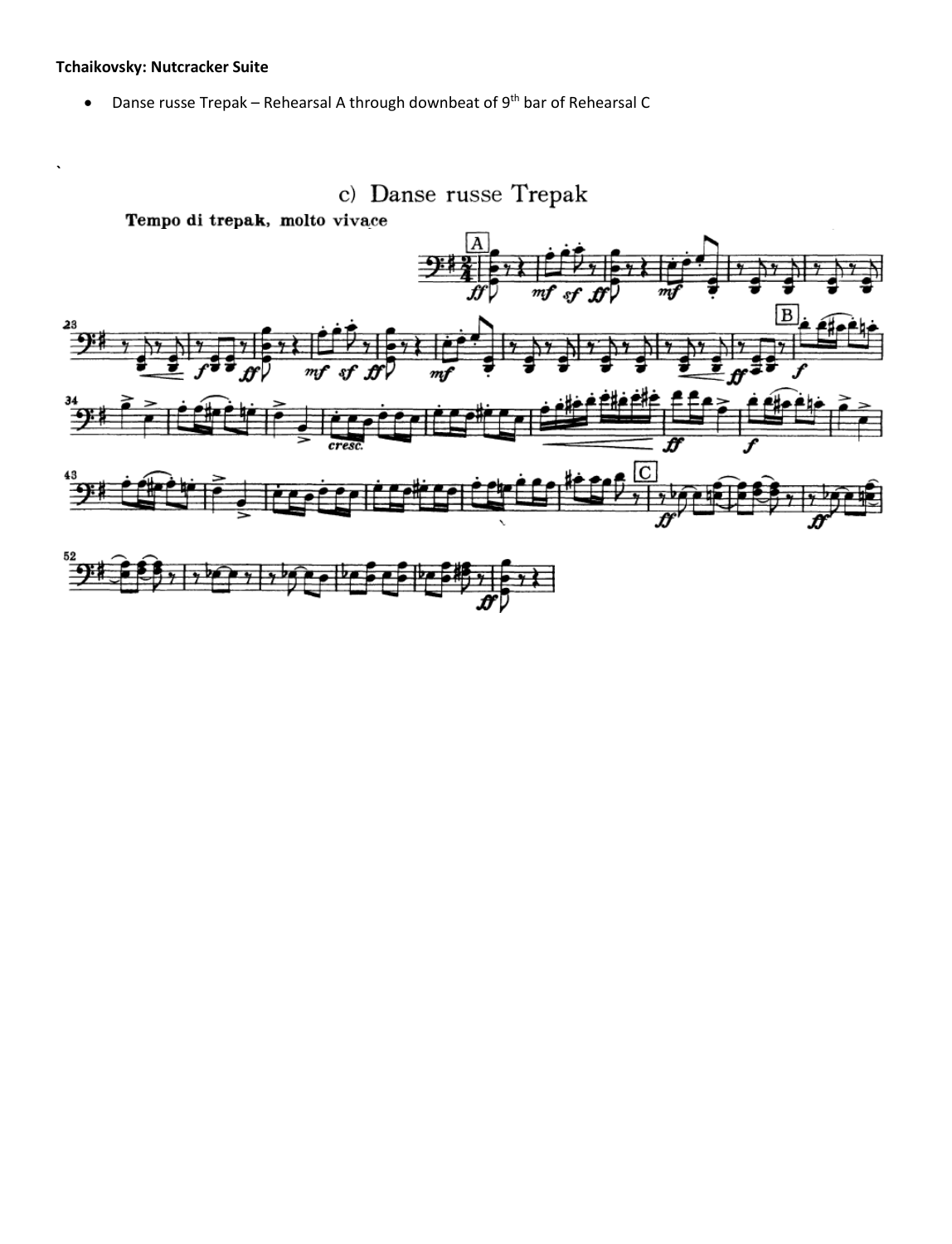**Tchaikovsky: Nutcracker Suite**

- Danse russe Trepak – Rehearsal A through downbeat of 9th bar of Rehearsal C

`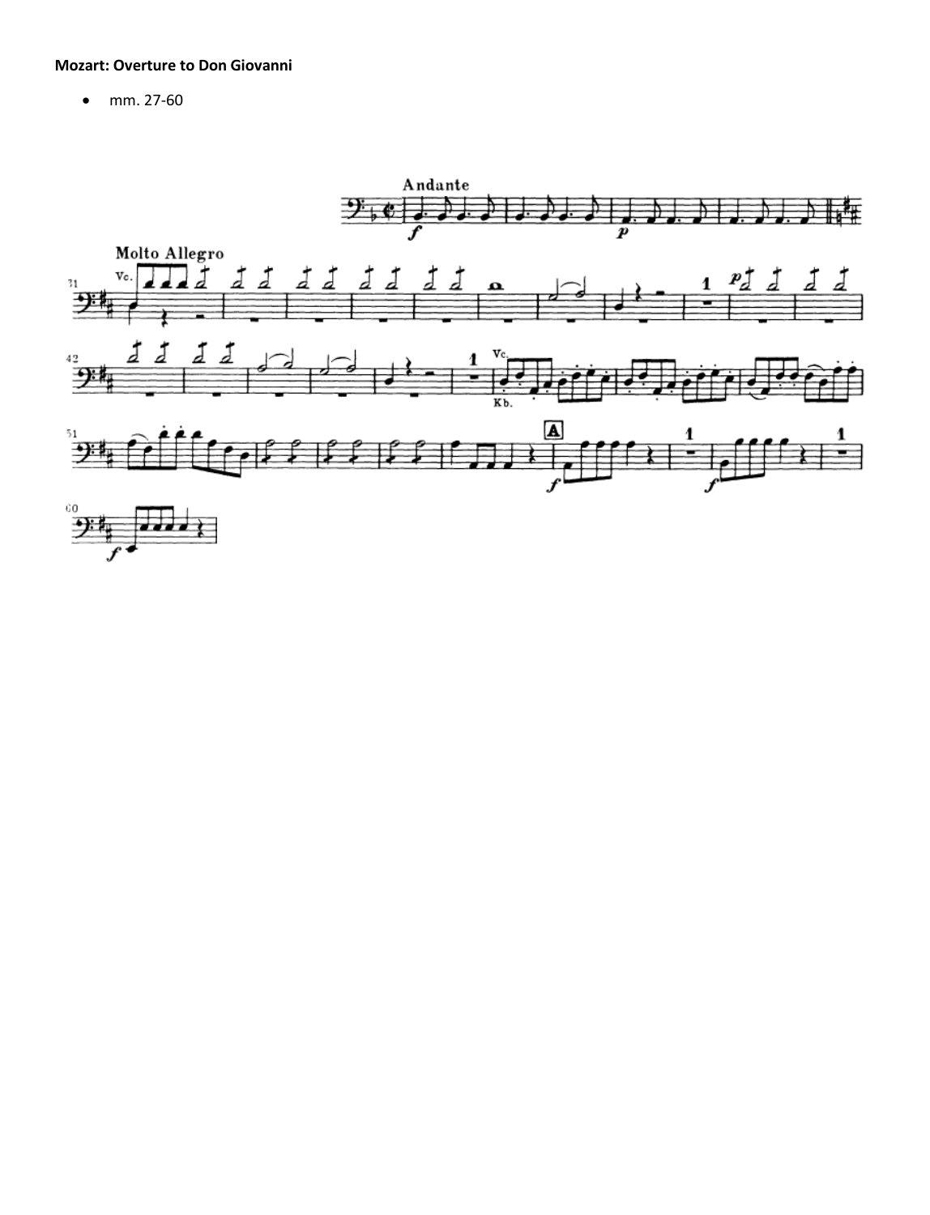**Mozart: Overture to Don Giovanni**

- mm. 27-60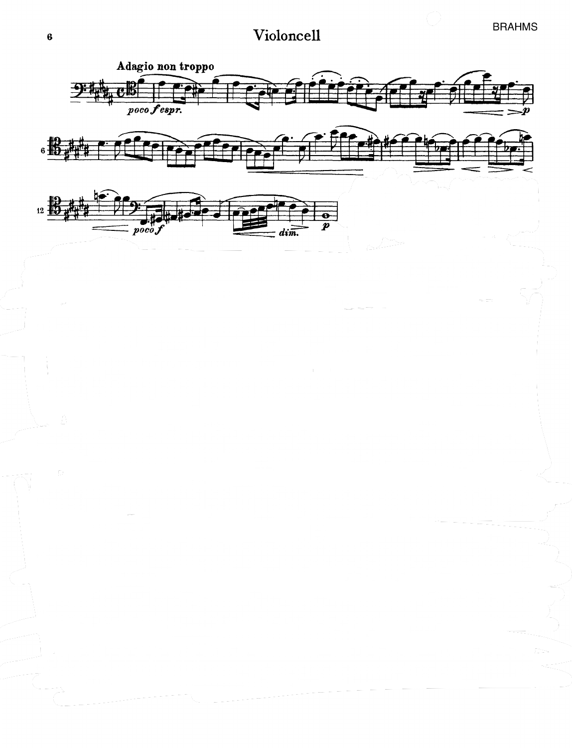# Violoncell

**Adagio non troppo**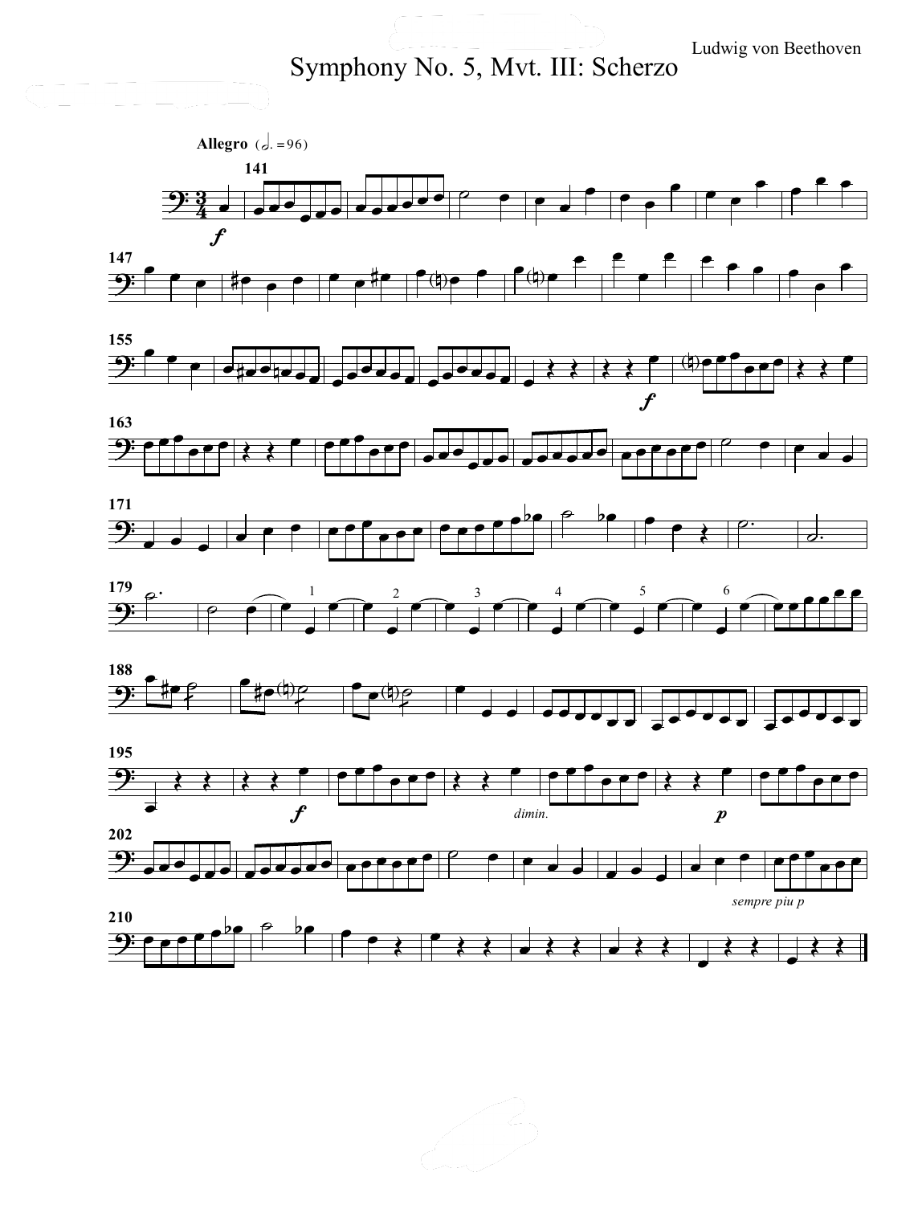Ludwig von Beethoven

# Symphony No. 5, Mvt. III: Scherzo

**Allegro** (𝅗𝅥. = 96)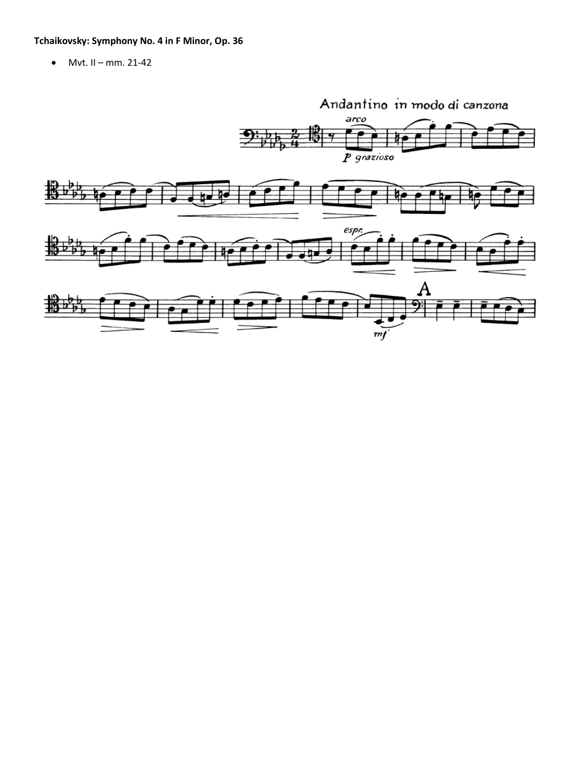**Tchaikovsky: Symphony No. 4 in F Minor, Op. 36**

- Mvt. II – mm. 21-42